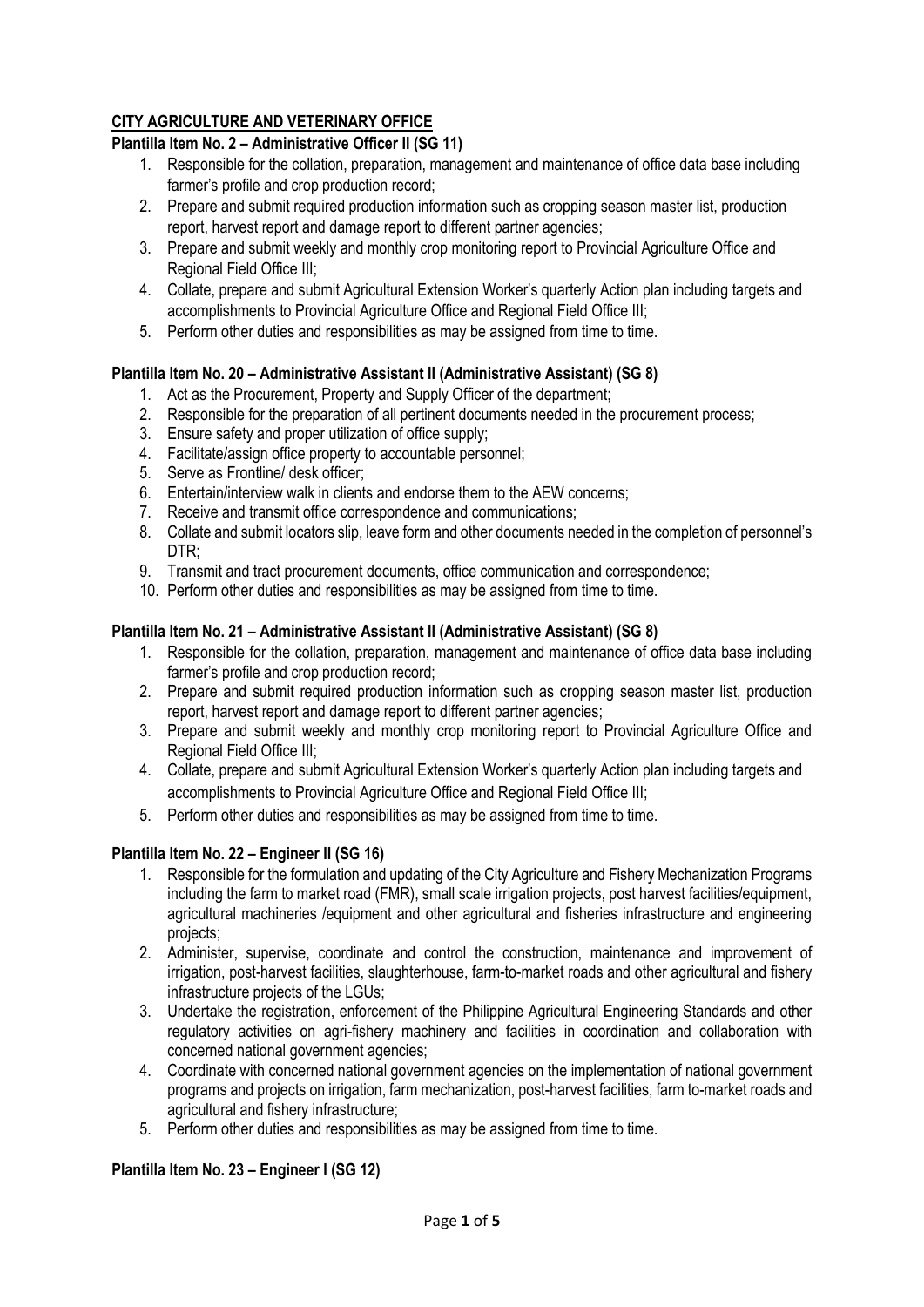## CITY AGRICULTURE AND VETERINARY OFFICE

### Plantilla Item No. 2 – Administrative Officer II (SG 11)

1. Responsible for the collation, preparation, management and maintenance of office data base including farmer's profile and crop production record;
2. Prepare and submit required production information such as cropping season master list, production report, harvest report and damage report to different partner agencies;
3. Prepare and submit weekly and monthly crop monitoring report to Provincial Agriculture Office and Regional Field Office III;
4. Collate, prepare and submit Agricultural Extension Worker's quarterly Action plan including targets and accomplishments to Provincial Agriculture Office and Regional Field Office III;
5. Perform other duties and responsibilities as may be assigned from time to time.

### Plantilla Item No. 20 – Administrative Assistant II (Administrative Assistant) (SG 8)

1. Act as the Procurement, Property and Supply Officer of the department;
2. Responsible for the preparation of all pertinent documents needed in the procurement process;
3. Ensure safety and proper utilization of office supply;
4. Facilitate/assign office property to accountable personnel;
5. Serve as Frontline/ desk officer;
6. Entertain/interview walk in clients and endorse them to the AEW concerns;
7. Receive and transmit office correspondence and communications;
8. Collate and submit locators slip, leave form and other documents needed in the completion of personnel's DTR;
9. Transmit and tract procurement documents, office communication and correspondence;
10. Perform other duties and responsibilities as may be assigned from time to time.

### Plantilla Item No. 21 – Administrative Assistant II (Administrative Assistant) (SG 8)

1. Responsible for the collation, preparation, management and maintenance of office data base including farmer's profile and crop production record;
2. Prepare and submit required production information such as cropping season master list, production report, harvest report and damage report to different partner agencies;
3. Prepare and submit weekly and monthly crop monitoring report to Provincial Agriculture Office and Regional Field Office III;
4. Collate, prepare and submit Agricultural Extension Worker's quarterly Action plan including targets and accomplishments to Provincial Agriculture Office and Regional Field Office III;
5. Perform other duties and responsibilities as may be assigned from time to time.

### Plantilla Item No. 22 – Engineer II (SG 16)

1. Responsible for the formulation and updating of the City Agriculture and Fishery Mechanization Programs including the farm to market road (FMR), small scale irrigation projects, post harvest facilities/equipment, agricultural machineries /equipment and other agricultural and fisheries infrastructure and engineering projects;
2. Administer, supervise, coordinate and control the construction, maintenance and improvement of irrigation, post-harvest facilities, slaughterhouse, farm-to-market roads and other agricultural and fishery infrastructure projects of the LGUs;
3. Undertake the registration, enforcement of the Philippine Agricultural Engineering Standards and other regulatory activities on agri-fishery machinery and facilities in coordination and collaboration with concerned national government agencies;
4. Coordinate with concerned national government agencies on the implementation of national government programs and projects on irrigation, farm mechanization, post-harvest facilities, farm to-market roads and agricultural and fishery infrastructure;
5. Perform other duties and responsibilities as may be assigned from time to time.

### Plantilla Item No. 23 – Engineer I (SG 12)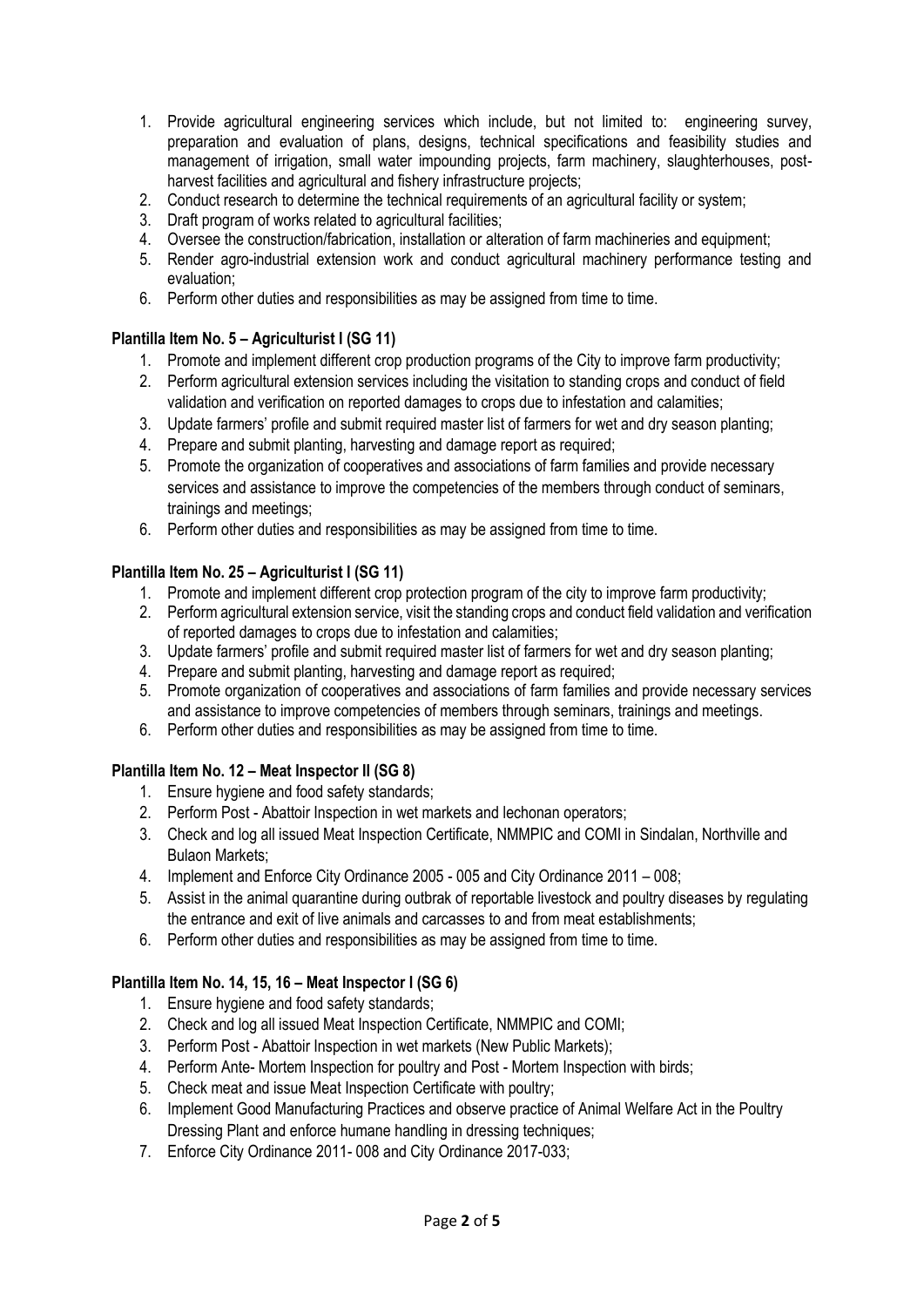1. Provide agricultural engineering services which include, but not limited to: engineering survey, preparation and evaluation of plans, designs, technical specifications and feasibility studies and management of irrigation, small water impounding projects, farm machinery, slaughterhouses, post-harvest facilities and agricultural and fishery infrastructure projects;
2. Conduct research to determine the technical requirements of an agricultural facility or system;
3. Draft program of works related to agricultural facilities;
4. Oversee the construction/fabrication, installation or alteration of farm machineries and equipment;
5. Render agro-industrial extension work and conduct agricultural machinery performance testing and evaluation;
6. Perform other duties and responsibilities as may be assigned from time to time.

**Plantilla Item No. 5 – Agriculturist I (SG 11)**

1. Promote and implement different crop production programs of the City to improve farm productivity;
2. Perform agricultural extension services including the visitation to standing crops and conduct of field validation and verification on reported damages to crops due to infestation and calamities;
3. Update farmers' profile and submit required master list of farmers for wet and dry season planting;
4. Prepare and submit planting, harvesting and damage report as required;
5. Promote the organization of cooperatives and associations of farm families and provide necessary services and assistance to improve the competencies of the members through conduct of seminars, trainings and meetings;
6. Perform other duties and responsibilities as may be assigned from time to time.

**Plantilla Item No. 25 – Agriculturist I (SG 11)**

1. Promote and implement different crop protection program of the city to improve farm productivity;
2. Perform agricultural extension service, visit the standing crops and conduct field validation and verification of reported damages to crops due to infestation and calamities;
3. Update farmers' profile and submit required master list of farmers for wet and dry season planting;
4. Prepare and submit planting, harvesting and damage report as required;
5. Promote organization of cooperatives and associations of farm families and provide necessary services and assistance to improve competencies of members through seminars, trainings and meetings.
6. Perform other duties and responsibilities as may be assigned from time to time.

**Plantilla Item No. 12 – Meat Inspector II (SG 8)**

1. Ensure hygiene and food safety standards;
2. Perform Post - Abattoir Inspection in wet markets and lechonan operators;
3. Check and log all issued Meat Inspection Certificate, NMMPIC and COMI in Sindalan, Northville and Bulaon Markets;
4. Implement and Enforce City Ordinance 2005 - 005 and City Ordinance 2011 – 008;
5. Assist in the animal quarantine during outbrak of reportable livestock and poultry diseases by regulating the entrance and exit of live animals and carcasses to and from meat establishments;
6. Perform other duties and responsibilities as may be assigned from time to time.

**Plantilla Item No. 14, 15, 16 – Meat Inspector I (SG 6)**

1. Ensure hygiene and food safety standards;
2. Check and log all issued Meat Inspection Certificate, NMMPIC and COMI;
3. Perform Post - Abattoir Inspection in wet markets (New Public Markets);
4. Perform Ante- Mortem Inspection for poultry and Post - Mortem Inspection with birds;
5. Check meat and issue Meat Inspection Certificate with poultry;
6. Implement Good Manufacturing Practices and observe practice of Animal Welfare Act in the Poultry Dressing Plant and enforce humane handling in dressing techniques;
7. Enforce City Ordinance 2011- 008 and City Ordinance 2017-033;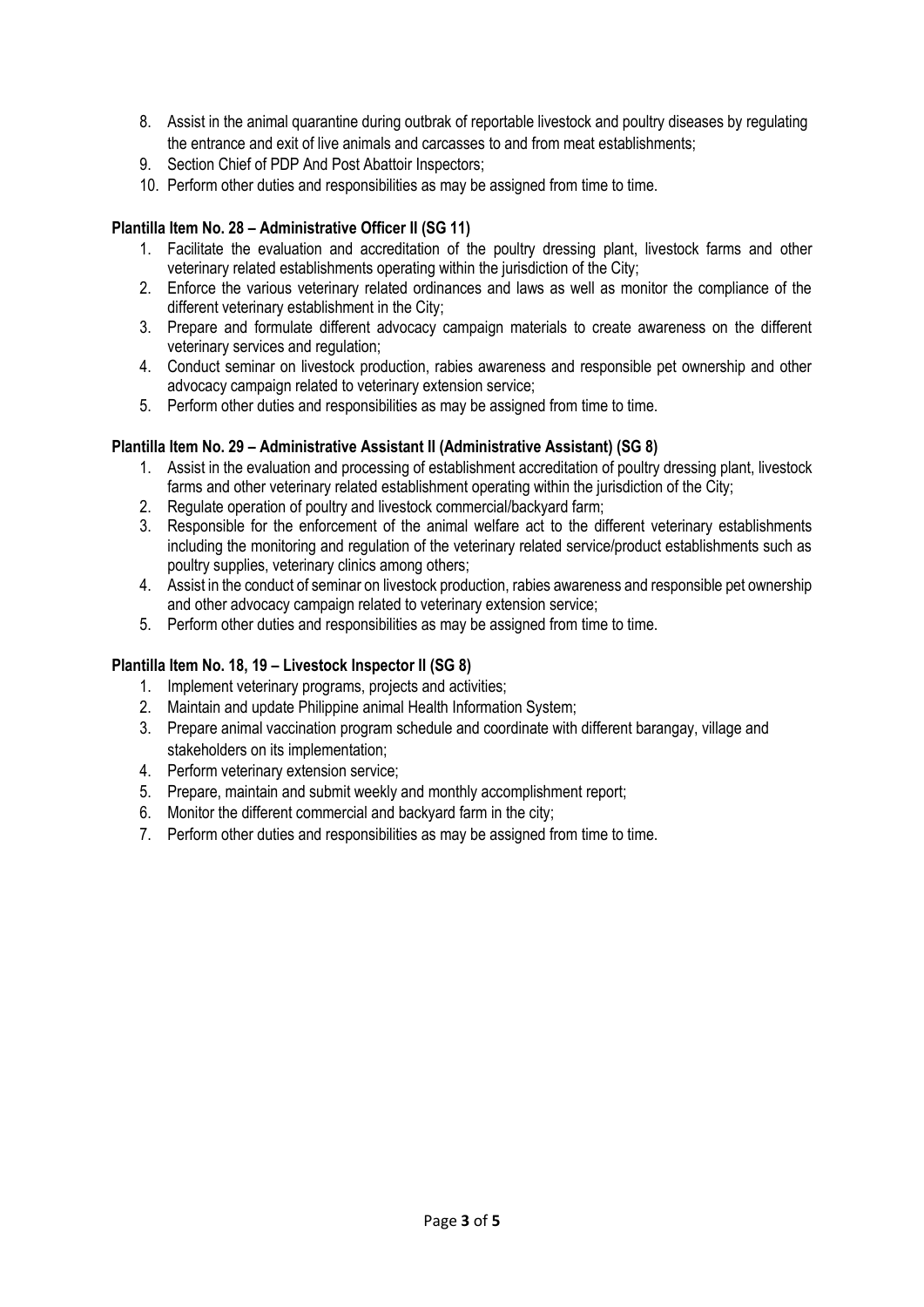8. Assist in the animal quarantine during outbrak of reportable livestock and poultry diseases by regulating the entrance and exit of live animals and carcasses to and from meat establishments;
9. Section Chief of PDP And Post Abattoir Inspectors;
10. Perform other duties and responsibilities as may be assigned from time to time.

**Plantilla Item No. 28 – Administrative Officer II (SG 11)**

1. Facilitate the evaluation and accreditation of the poultry dressing plant, livestock farms and other veterinary related establishments operating within the jurisdiction of the City;
2. Enforce the various veterinary related ordinances and laws as well as monitor the compliance of the different veterinary establishment in the City;
3. Prepare and formulate different advocacy campaign materials to create awareness on the different veterinary services and regulation;
4. Conduct seminar on livestock production, rabies awareness and responsible pet ownership and other advocacy campaign related to veterinary extension service;
5. Perform other duties and responsibilities as may be assigned from time to time.

**Plantilla Item No. 29 – Administrative Assistant II (Administrative Assistant) (SG 8)**

1. Assist in the evaluation and processing of establishment accreditation of poultry dressing plant, livestock farms and other veterinary related establishment operating within the jurisdiction of the City;
2. Regulate operation of poultry and livestock commercial/backyard farm;
3. Responsible for the enforcement of the animal welfare act to the different veterinary establishments including the monitoring and regulation of the veterinary related service/product establishments such as poultry supplies, veterinary clinics among others;
4. Assist in the conduct of seminar on livestock production, rabies awareness and responsible pet ownership and other advocacy campaign related to veterinary extension service;
5. Perform other duties and responsibilities as may be assigned from time to time.

**Plantilla Item No. 18, 19 – Livestock Inspector II (SG 8)**

1. Implement veterinary programs, projects and activities;
2. Maintain and update Philippine animal Health Information System;
3. Prepare animal vaccination program schedule and coordinate with different barangay, village and stakeholders on its implementation;
4. Perform veterinary extension service;
5. Prepare, maintain and submit weekly and monthly accomplishment report;
6. Monitor the different commercial and backyard farm in the city;
7. Perform other duties and responsibilities as may be assigned from time to time.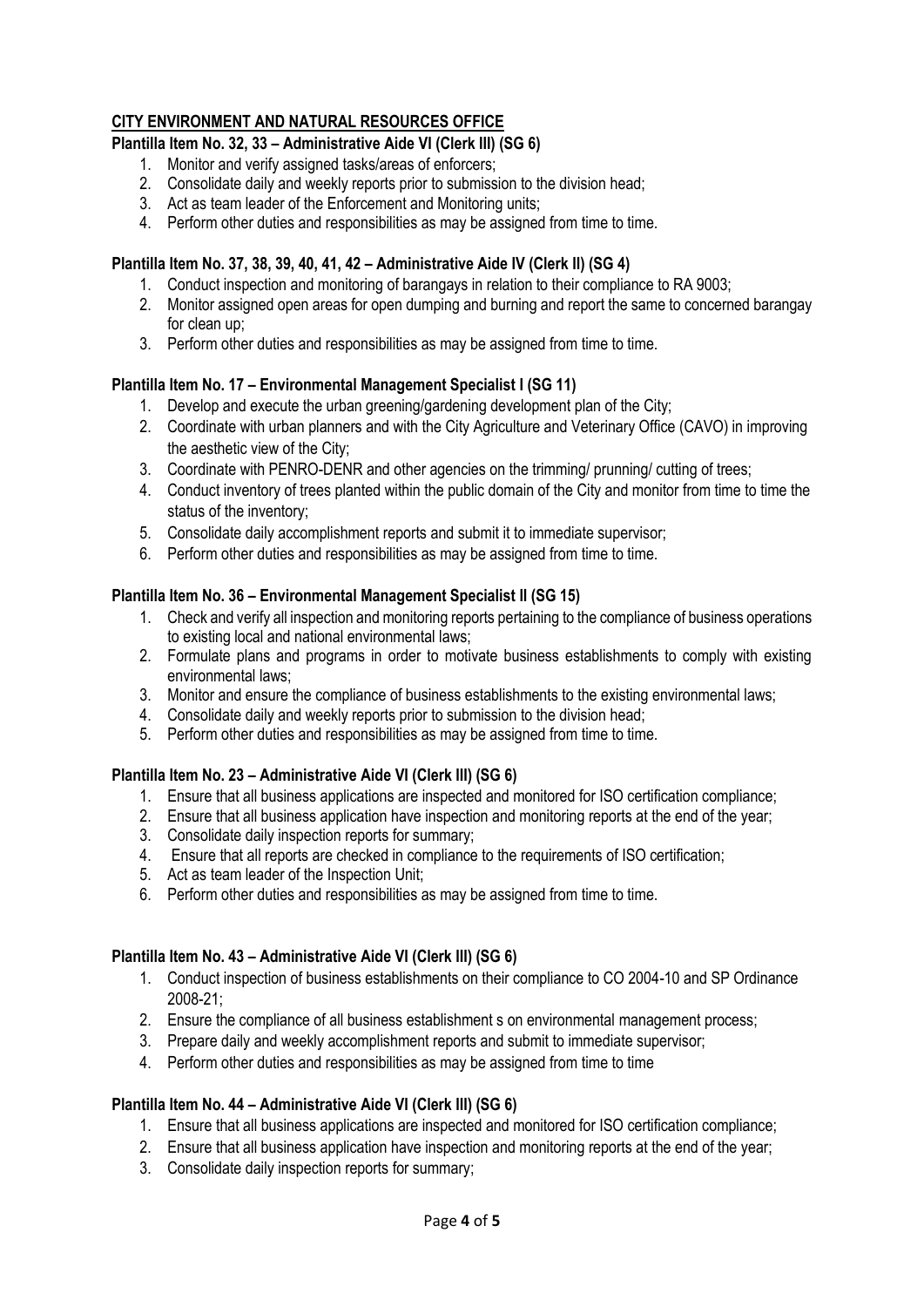## CITY ENVIRONMENT AND NATURAL RESOURCES OFFICE

**Plantilla Item No. 32, 33 – Administrative Aide VI (Clerk III) (SG 6)**

1. Monitor and verify assigned tasks/areas of enforcers;
2. Consolidate daily and weekly reports prior to submission to the division head;
3. Act as team leader of the Enforcement and Monitoring units;
4. Perform other duties and responsibilities as may be assigned from time to time.

**Plantilla Item No. 37, 38, 39, 40, 41, 42 – Administrative Aide IV (Clerk II) (SG 4)**

1. Conduct inspection and monitoring of barangays in relation to their compliance to RA 9003;
2. Monitor assigned open areas for open dumping and burning and report the same to concerned barangay for clean up;
3. Perform other duties and responsibilities as may be assigned from time to time.

**Plantilla Item No. 17 – Environmental Management Specialist I (SG 11)**

1. Develop and execute the urban greening/gardening development plan of the City;
2. Coordinate with urban planners and with the City Agriculture and Veterinary Office (CAVO) in improving the aesthetic view of the City;
3. Coordinate with PENRO-DENR and other agencies on the trimming/ prunning/ cutting of trees;
4. Conduct inventory of trees planted within the public domain of the City and monitor from time to time the status of the inventory;
5. Consolidate daily accomplishment reports and submit it to immediate supervisor;
6. Perform other duties and responsibilities as may be assigned from time to time.

**Plantilla Item No. 36 – Environmental Management Specialist II (SG 15)**

1. Check and verify all inspection and monitoring reports pertaining to the compliance of business operations to existing local and national environmental laws;
2. Formulate plans and programs in order to motivate business establishments to comply with existing environmental laws;
3. Monitor and ensure the compliance of business establishments to the existing environmental laws;
4. Consolidate daily and weekly reports prior to submission to the division head;
5. Perform other duties and responsibilities as may be assigned from time to time.

**Plantilla Item No. 23 – Administrative Aide VI (Clerk III) (SG 6)**

1. Ensure that all business applications are inspected and monitored for ISO certification compliance;
2. Ensure that all business application have inspection and monitoring reports at the end of the year;
3. Consolidate daily inspection reports for summary;
4. Ensure that all reports are checked in compliance to the requirements of ISO certification;
5. Act as team leader of the Inspection Unit;
6. Perform other duties and responsibilities as may be assigned from time to time.

**Plantilla Item No. 43 – Administrative Aide VI (Clerk III) (SG 6)**

1. Conduct inspection of business establishments on their compliance to CO 2004-10 and SP Ordinance 2008-21;
2. Ensure the compliance of all business establishment s on environmental management process;
3. Prepare daily and weekly accomplishment reports and submit to immediate supervisor;
4. Perform other duties and responsibilities as may be assigned from time to time

**Plantilla Item No. 44 – Administrative Aide VI (Clerk III) (SG 6)**

1. Ensure that all business applications are inspected and monitored for ISO certification compliance;
2. Ensure that all business application have inspection and monitoring reports at the end of the year;
3. Consolidate daily inspection reports for summary;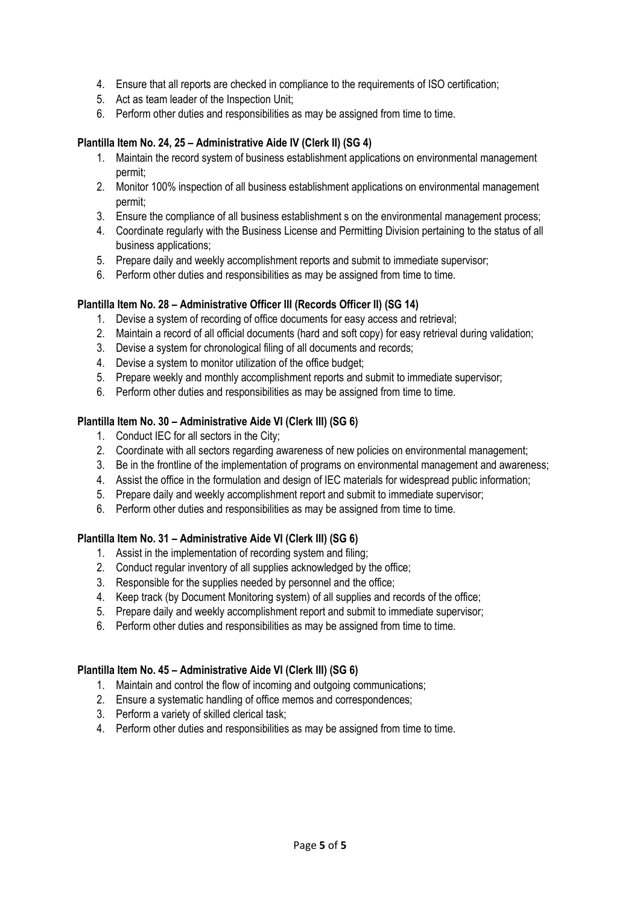4. Ensure that all reports are checked in compliance to the requirements of ISO certification;
5. Act as team leader of the Inspection Unit;
6. Perform other duties and responsibilities as may be assigned from time to time.

**Plantilla Item No. 24, 25 – Administrative Aide IV (Clerk II) (SG 4)**

1. Maintain the record system of business establishment applications on environmental management permit;
2. Monitor 100% inspection of all business establishment applications on environmental management permit;
3. Ensure the compliance of all business establishment s on the environmental management process;
4. Coordinate regularly with the Business License and Permitting Division pertaining to the status of all business applications;
5. Prepare daily and weekly accomplishment reports and submit to immediate supervisor;
6. Perform other duties and responsibilities as may be assigned from time to time.

**Plantilla Item No. 28 – Administrative Officer III (Records Officer II) (SG 14)**

1. Devise a system of recording of office documents for easy access and retrieval;
2. Maintain a record of all official documents (hard and soft copy) for easy retrieval during validation;
3. Devise a system for chronological filing of all documents and records;
4. Devise a system to monitor utilization of the office budget;
5. Prepare weekly and monthly accomplishment reports and submit to immediate supervisor;
6. Perform other duties and responsibilities as may be assigned from time to time.

**Plantilla Item No. 30 – Administrative Aide VI (Clerk III) (SG 6)**

1. Conduct IEC for all sectors in the City;
2. Coordinate with all sectors regarding awareness of new policies on environmental management;
3. Be in the frontline of the implementation of programs on environmental management and awareness;
4. Assist the office in the formulation and design of IEC materials for widespread public information;
5. Prepare daily and weekly accomplishment report and submit to immediate supervisor;
6. Perform other duties and responsibilities as may be assigned from time to time.

**Plantilla Item No. 31 – Administrative Aide VI (Clerk III) (SG 6)**

1. Assist in the implementation of recording system and filing;
2. Conduct regular inventory of all supplies acknowledged by the office;
3. Responsible for the supplies needed by personnel and the office;
4. Keep track (by Document Monitoring system) of all supplies and records of the office;
5. Prepare daily and weekly accomplishment report and submit to immediate supervisor;
6. Perform other duties and responsibilities as may be assigned from time to time.

**Plantilla Item No. 45 – Administrative Aide VI (Clerk III) (SG 6)**

1. Maintain and control the flow of incoming and outgoing communications;
2. Ensure a systematic handling of office memos and correspondences;
3. Perform a variety of skilled clerical task;
4. Perform other duties and responsibilities as may be assigned from time to time.